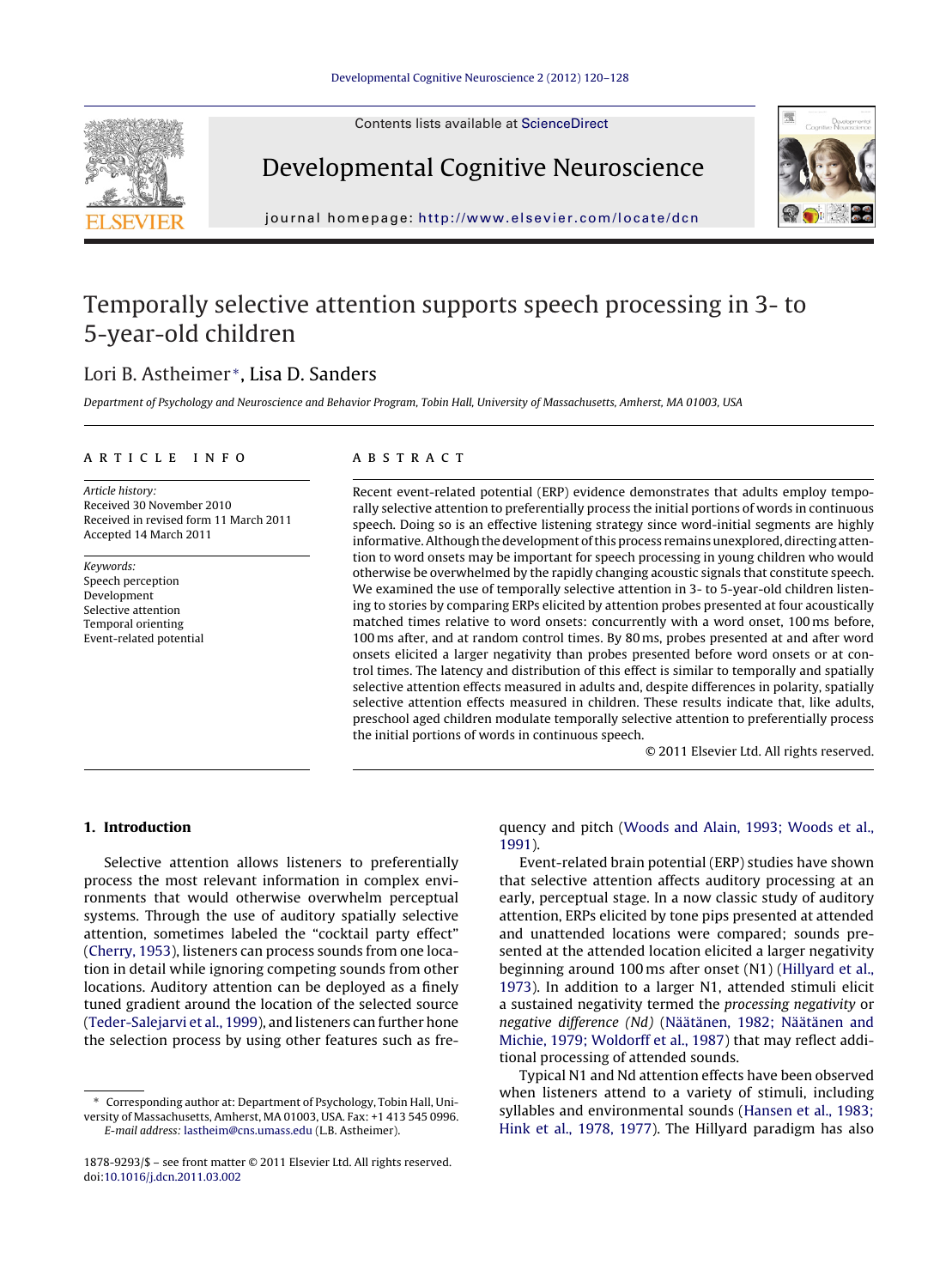# Temporally selective attention supports speech processing in 3- to 5-year-old children

Lori B. Astheimer*, Lisa D. Sanders

*Department of Psychology and Neuroscience and Behavior Program, Tobin Hall, University of Massachusetts, Amherst, MA 01003, USA*

## ARTICLE INFO

*Article history:*
Received 30 November 2010
Received in revised form 11 March 2011
Accepted 14 March 2011

*Keywords:*
Speech perception
Development
Selective attention
Temporal orienting
Event-related potential

## ABSTRACT

Recent event-related potential (ERP) evidence demonstrates that adults employ temporally selective attention to preferentially process the initial portions of words in continuous speech. Doing so is an effective listening strategy since word-initial segments are highly informative. Although the development of this process remains unexplored, directing attention to word onsets may be important for speech processing in young children who would otherwise be overwhelmed by the rapidly changing acoustic signals that constitute speech. We examined the use of temporally selective attention in 3- to 5-year-old children listening to stories by comparing ERPs elicited by attention probes presented at four acoustically matched times relative to word onsets: concurrently with a word onset, 100 ms before, 100 ms after, and at random control times. By 80 ms, probes presented at and after word onsets elicited a larger negativity than probes presented before word onsets or at control times. The latency and distribution of this effect is similar to temporally and spatially selective attention effects measured in adults and, despite differences in polarity, spatially selective attention effects measured in children. These results indicate that, like adults, preschool aged children modulate temporally selective attention to preferentially process the initial portions of words in continuous speech.

© 2011 Elsevier Ltd. All rights reserved.

## 1. Introduction

Selective attention allows listeners to preferentially process the most relevant information in complex environments that would otherwise overwhelm perceptual systems. Through the use of auditory spatially selective attention, sometimes labeled the "cocktail party effect" (Cherry, 1953), listeners can process sounds from one location in detail while ignoring competing sounds from other locations. Auditory attention can be deployed as a finely tuned gradient around the location of the selected source (Teder-Salejarvi et al., 1999), and listeners can further hone the selection process by using other features such as frequency and pitch (Woods and Alain, 1993; Woods et al., 1991).

Event-related brain potential (ERP) studies have shown that selective attention affects auditory processing at an early, perceptual stage. In a now classic study of auditory attention, ERPs elicited by tone pips presented at attended and unattended locations were compared; sounds presented at the attended location elicited a larger negativity beginning around 100 ms after onset (N1) (Hillyard et al., 1973). In addition to a larger N1, attended stimuli elicit a sustained negativity termed the *processing negativity* or *negative difference (Nd)* (Näätänen, 1982; Näätänen and Michie, 1979; Woldorff et al., 1987) that may reflect additional processing of attended sounds.

Typical N1 and Nd attention effects have been observed when listeners attend to a variety of stimuli, including syllables and environmental sounds (Hansen et al., 1983; Hink et al., 1978, 1977). The Hillyard paradigm has also

---

\* Corresponding author at: Department of Psychology, Tobin Hall, University of Massachusetts, Amherst, MA 01003, USA. Fax: +1 413 545 0996.
*E-mail address:* lastheim@cns.umass.edu (L.B. Astheimer).

1878-9293/$ – see front matter © 2011 Elsevier Ltd. All rights reserved.
doi:10.1016/j.dcn.2011.03.002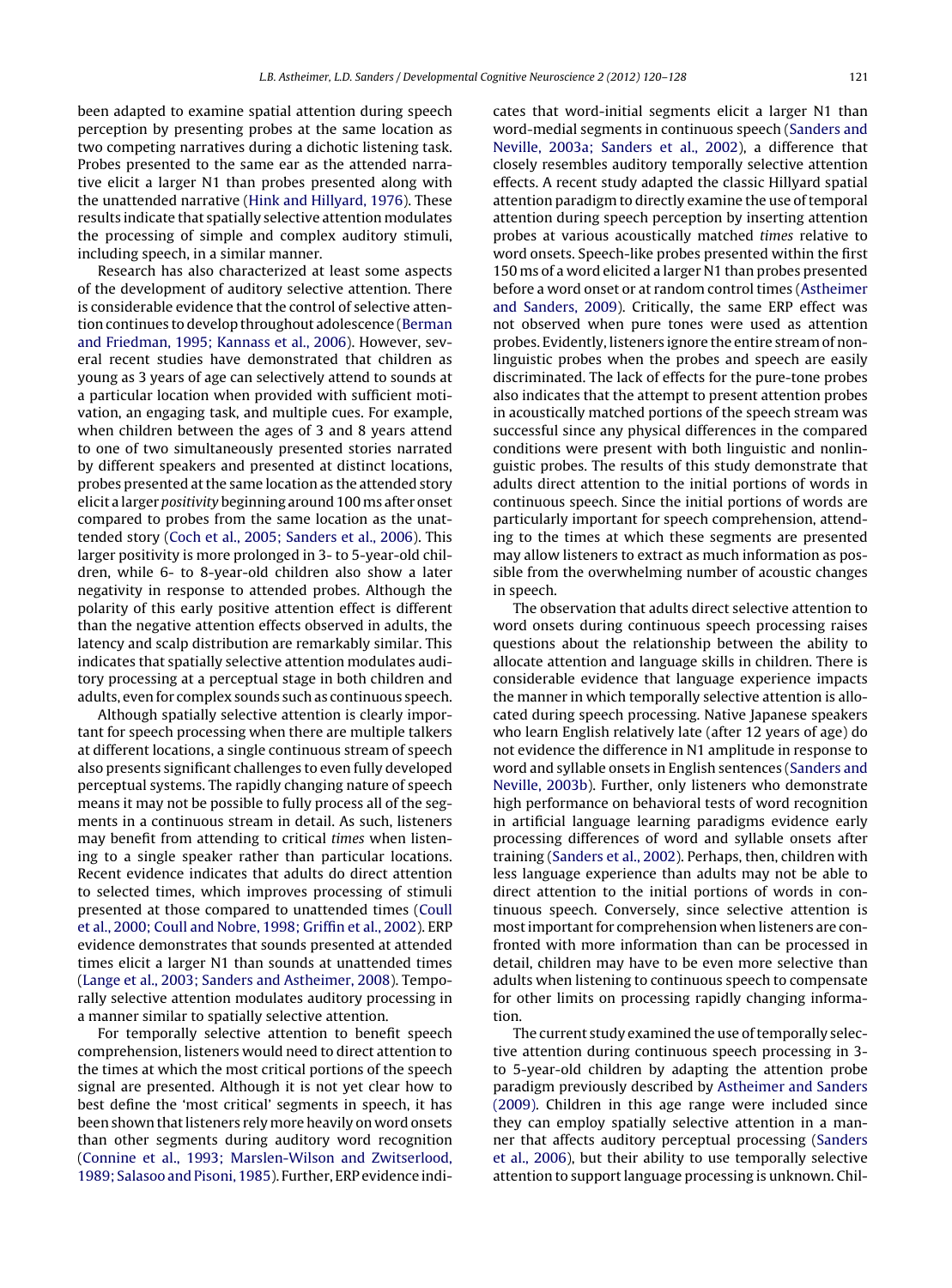been adapted to examine spatial attention during speech perception by presenting probes at the same location as two competing narratives during a dichotic listening task. Probes presented to the same ear as the attended narrative elicit a larger N1 than probes presented along with the unattended narrative (Hink and Hillyard, 1976). These results indicate that spatially selective attention modulates the processing of simple and complex auditory stimuli, including speech, in a similar manner.

Research has also characterized at least some aspects of the development of auditory selective attention. There is considerable evidence that the control of selective attention continues to develop throughout adolescence (Berman and Friedman, 1995; Kannass et al., 2006). However, several recent studies have demonstrated that children as young as 3 years of age can selectively attend to sounds at a particular location when provided with sufficient motivation, an engaging task, and multiple cues. For example, when children between the ages of 3 and 8 years attend to one of two simultaneously presented stories narrated by different speakers and presented at distinct locations, probes presented at the same location as the attended story elicit a larger *positivity* beginning around 100 ms after onset compared to probes from the same location as the unattended story (Coch et al., 2005; Sanders et al., 2006). This larger positivity is more prolonged in 3- to 5-year-old children, while 6- to 8-year-old children also show a later negativity in response to attended probes. Although the polarity of this early positive attention effect is different than the negative attention effects observed in adults, the latency and scalp distribution are remarkably similar. This indicates that spatially selective attention modulates auditory processing at a perceptual stage in both children and adults, even for complex sounds such as continuous speech.

Although spatially selective attention is clearly important for speech processing when there are multiple talkers at different locations, a single continuous stream of speech also presents significant challenges to even fully developed perceptual systems. The rapidly changing nature of speech means it may not be possible to fully process all of the segments in a continuous stream in detail. As such, listeners may benefit from attending to critical *times* when listening to a single speaker rather than particular locations. Recent evidence indicates that adults do direct attention to selected times, which improves processing of stimuli presented at those compared to unattended times (Coull et al., 2000; Coull and Nobre, 1998; Griffin et al., 2002). ERP evidence demonstrates that sounds presented at attended times elicit a larger N1 than sounds at unattended times (Lange et al., 2003; Sanders and Astheimer, 2008). Temporally selective attention modulates auditory processing in a manner similar to spatially selective attention.

For temporally selective attention to benefit speech comprehension, listeners would need to direct attention to the times at which the most critical portions of the speech signal are presented. Although it is not yet clear how to best define the 'most critical' segments in speech, it has been shown that listeners rely more heavily on word onsets than other segments during auditory word recognition (Connine et al., 1993; Marslen-Wilson and Zwitserlood, 1989; Salasoo and Pisoni, 1985). Further, ERP evidence indicates that word-initial segments elicit a larger N1 than word-medial segments in continuous speech (Sanders and Neville, 2003a; Sanders et al., 2002), a difference that closely resembles auditory temporally selective attention effects. A recent study adapted the classic Hillyard spatial attention paradigm to directly examine the use of temporal attention during speech perception by inserting attention probes at various acoustically matched *times* relative to word onsets. Speech-like probes presented within the first 150 ms of a word elicited a larger N1 than probes presented before a word onset or at random control times (Astheimer and Sanders, 2009). Critically, the same ERP effect was not observed when pure tones were used as attention probes. Evidently, listeners ignore the entire stream of nonlinguistic probes when the probes and speech are easily discriminated. The lack of effects for the pure-tone probes also indicates that the attempt to present attention probes in acoustically matched portions of the speech stream was successful since any physical differences in the compared conditions were present with both linguistic and nonlinguistic probes. The results of this study demonstrate that adults direct attention to the initial portions of words in continuous speech. Since the initial portions of words are particularly important for speech comprehension, attending to the times at which these segments are presented may allow listeners to extract as much information as possible from the overwhelming number of acoustic changes in speech.

The observation that adults direct selective attention to word onsets during continuous speech processing raises questions about the relationship between the ability to allocate attention and language skills in children. There is considerable evidence that language experience impacts the manner in which temporally selective attention is allocated during speech processing. Native Japanese speakers who learn English relatively late (after 12 years of age) do not evidence the difference in N1 amplitude in response to word and syllable onsets in English sentences (Sanders and Neville, 2003b). Further, only listeners who demonstrate high performance on behavioral tests of word recognition in artificial language learning paradigms evidence early processing differences of word and syllable onsets after training (Sanders et al., 2002). Perhaps, then, children with less language experience than adults may not be able to direct attention to the initial portions of words in continuous speech. Conversely, since selective attention is most important for comprehension when listeners are confronted with more information than can be processed in detail, children may have to be even more selective than adults when listening to continuous speech to compensate for other limits on processing rapidly changing information.

The current study examined the use of temporally selective attention during continuous speech processing in 3- to 5-year-old children by adapting the attention probe paradigm previously described by Astheimer and Sanders (2009). Children in this age range were included since they can employ spatially selective attention in a manner that affects auditory perceptual processing (Sanders et al., 2006), but their ability to use temporally selective attention to support language processing is unknown. Chil-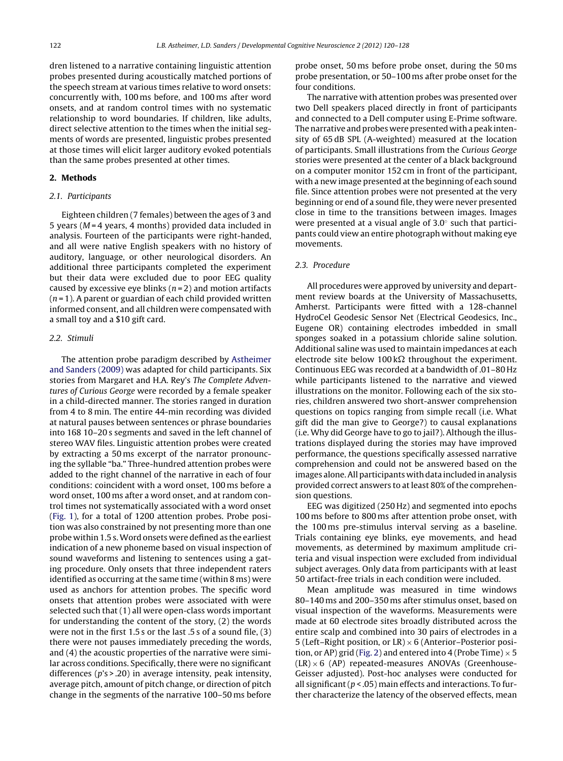dren listened to a narrative containing linguistic attention probes presented during acoustically matched portions of the speech stream at various times relative to word onsets: concurrently with, 100 ms before, and 100 ms after word onsets, and at random control times with no systematic relationship to word boundaries. If children, like adults, direct selective attention to the times when the initial segments of words are presented, linguistic probes presented at those times will elicit larger auditory evoked potentials than the same probes presented at other times.

## 2. Methods

### 2.1. Participants

Eighteen children (7 females) between the ages of 3 and 5 years (*M* = 4 years, 4 months) provided data included in analysis. Fourteen of the participants were right-handed, and all were native English speakers with no history of auditory, language, or other neurological disorders. An additional three participants completed the experiment but their data were excluded due to poor EEG quality caused by excessive eye blinks ($n = 2$) and motion artifacts ($n = 1$). A parent or guardian of each child provided written informed consent, and all children were compensated with a small toy and a $10 gift card.

### 2.2. Stimuli

The attention probe paradigm described by Astheimer and Sanders (2009) was adapted for child participants. Six stories from Margaret and H.A. Rey's *The Complete Adventures of Curious George* were recorded by a female speaker in a child-directed manner. The stories ranged in duration from 4 to 8 min. The entire 44-min recording was divided at natural pauses between sentences or phrase boundaries into 168 10–20 s segments and saved in the left channel of stereo WAV files. Linguistic attention probes were created by extracting a 50 ms excerpt of the narrator pronouncing the syllable "ba." Three-hundred attention probes were added to the right channel of the narrative in each of four conditions: coincident with a word onset, 100 ms before a word onset, 100 ms after a word onset, and at random control times not systematically associated with a word onset (Fig. 1), for a total of 1200 attention probes. Probe position was also constrained by not presenting more than one probe within 1.5 s. Word onsets were defined as the earliest indication of a new phoneme based on visual inspection of sound waveforms and listening to sentences using a gating procedure. Only onsets that three independent raters identified as occurring at the same time (within 8 ms) were used as anchors for attention probes. The specific word onsets that attention probes were associated with were selected such that (1) all were open-class words important for understanding the content of the story, (2) the words were not in the first 1.5 s or the last .5 s of a sound file, (3) there were not pauses immediately preceding the words, and (4) the acoustic properties of the narrative were similar across conditions. Specifically, there were no significant differences ($p$'s > .20) in average intensity, peak intensity, average pitch, amount of pitch change, or direction of pitch change in the segments of the narrative 100–50 ms before probe onset, 50 ms before probe onset, during the 50 ms probe presentation, or 50–100 ms after probe onset for the four conditions.

The narrative with attention probes was presented over two Dell speakers placed directly in front of participants and connected to a Dell computer using E-Prime software. The narrative and probes were presented with a peak intensity of 65 dB SPL (A-weighted) measured at the location of participants. Small illustrations from the *Curious George* stories were presented at the center of a black background on a computer monitor 152 cm in front of the participant, with a new image presented at the beginning of each sound file. Since attention probes were not presented at the very beginning or end of a sound file, they were never presented close in time to the transitions between images. Images were presented at a visual angle of 3.0° such that participants could view an entire photograph without making eye movements.

### 2.3. Procedure

All procedures were approved by university and department review boards at the University of Massachusetts, Amherst. Participants were fitted with a 128-channel HydroCel Geodesic Sensor Net (Electrical Geodesics, Inc., Eugene OR) containing electrodes imbedded in small sponges soaked in a potassium chloride saline solution. Additional saline was used to maintain impedances at each electrode site below 100 kΩ throughout the experiment. Continuous EEG was recorded at a bandwidth of .01–80 Hz while participants listened to the narrative and viewed illustrations on the monitor. Following each of the six stories, children answered two short-answer comprehension questions on topics ranging from simple recall (i.e. What gift did the man give to George?) to causal explanations (i.e. Why did George have to go to jail?). Although the illustrations displayed during the stories may have improved performance, the questions specifically assessed narrative comprehension and could not be answered based on the images alone. All participants with data included in analysis provided correct answers to at least 80% of the comprehension questions.

EEG was digitized (250 Hz) and segmented into epochs 100 ms before to 800 ms after attention probe onset, with the 100 ms pre-stimulus interval serving as a baseline. Trials containing eye blinks, eye movements, and head movements, as determined by maximum amplitude criteria and visual inspection were excluded from individual subject averages. Only data from participants with at least 50 artifact-free trials in each condition were included.

Mean amplitude was measured in time windows 80–140 ms and 200–350 ms after stimulus onset, based on visual inspection of the waveforms. Measurements were made at 60 electrode sites broadly distributed across the entire scalp and combined into 30 pairs of electrodes in a 5 (Left–Right position, or LR) × 6 (Anterior–Posterior position, or AP) grid (Fig. 2) and entered into 4 (Probe Time) × 5 (LR) × 6 (AP) repeated-measures ANOVAs (Greenhouse-Geisser adjusted). Post-hoc analyses were conducted for all significant ($p < .05$) main effects and interactions. To further characterize the latency of the observed effects, mean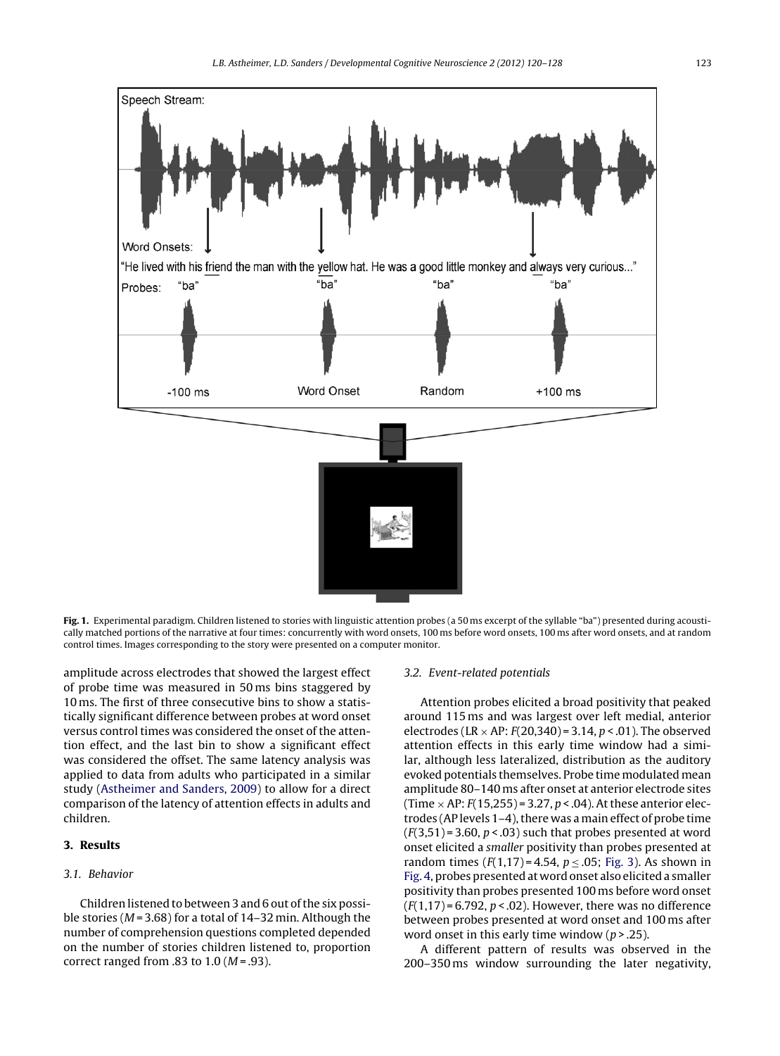**Fig. 1.** Experimental paradigm. Children listened to stories with linguistic attention probes (a 50 ms excerpt of the syllable "ba") presented during acoustically matched portions of the narrative at four times: concurrently with word onsets, 100 ms before word onsets, 100 ms after word onsets, and at random control times. Images corresponding to the story were presented on a computer monitor.

amplitude across electrodes that showed the largest effect of probe time was measured in 50 ms bins staggered by 10 ms. The first of three consecutive bins to show a statistically significant difference between probes at word onset versus control times was considered the onset of the attention effect, and the last bin to show a significant effect was considered the offset. The same latency analysis was applied to data from adults who participated in a similar study (Astheimer and Sanders, 2009) to allow for a direct comparison of the latency of attention effects in adults and children.

## 3. Results

### 3.1. Behavior

Children listened to between 3 and 6 out of the six possible stories ($M = 3.68$) for a total of 14–32 min. Although the number of comprehension questions completed depended on the number of stories children listened to, proportion correct ranged from .83 to 1.0 ($M = .93$).

### 3.2. Event-related potentials

Attention probes elicited a broad positivity that peaked around 115 ms and was largest over left medial, anterior electrodes (LR × AP: $F(20,340) = 3.14$, $p < .01$). The observed attention effects in this early time window had a similar, although less lateralized, distribution as the auditory evoked potentials themselves. Probe time modulated mean amplitude 80–140 ms after onset at anterior electrode sites (Time × AP: $F(15,255) = 3.27$, $p < .04$). At these anterior electrodes (AP levels 1–4), there was a main effect of probe time ($F(3,51) = 3.60$, $p < .03$) such that probes presented at word onset elicited a *smaller* positivity than probes presented at random times ($F(1,17) = 4.54$, $p \leq .05$; Fig. 3). As shown in Fig. 4, probes presented at word onset also elicited a smaller positivity than probes presented 100 ms before word onset ($F(1,17) = 6.792$, $p < .02$). However, there was no difference between probes presented at word onset and 100 ms after word onset in this early time window ($p > .25$).

A different pattern of results was observed in the 200–350 ms window surrounding the later negativity,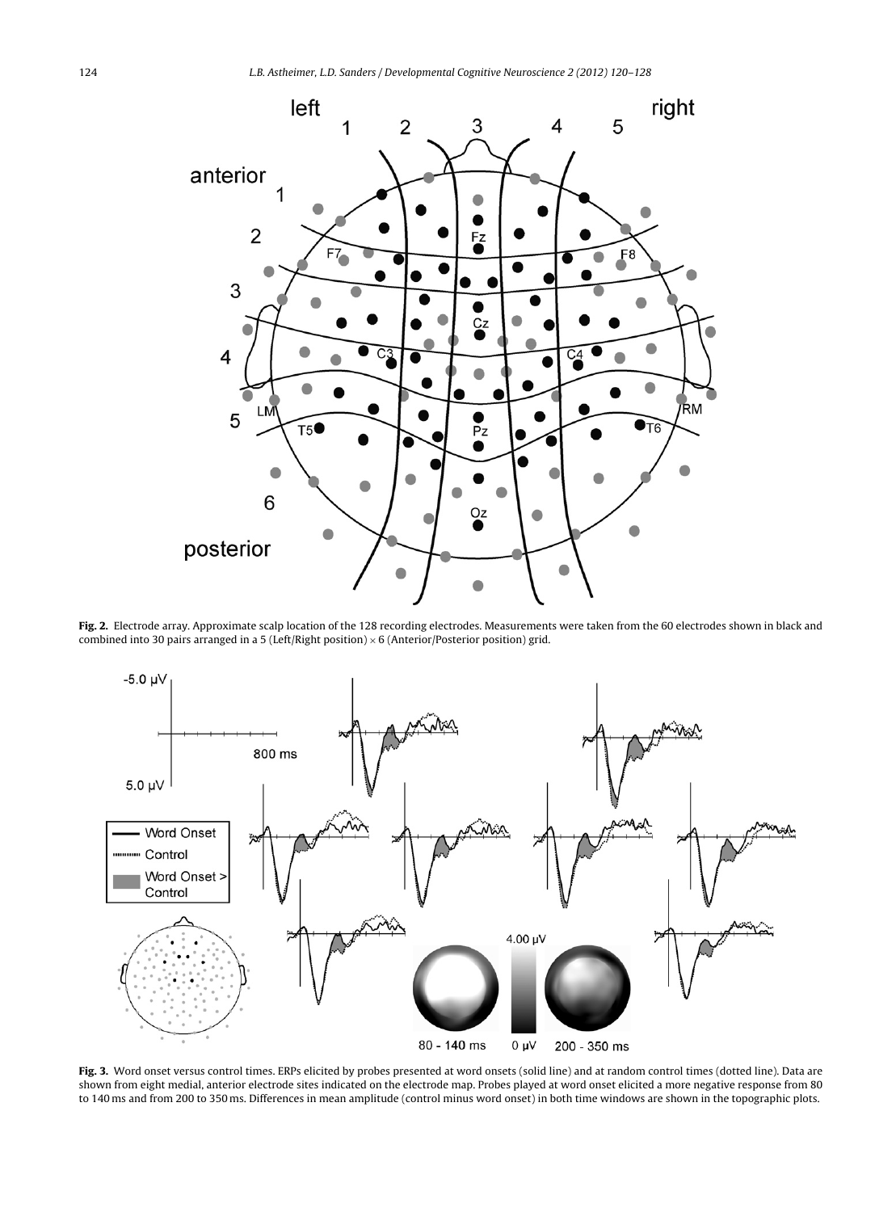**Fig. 2.** Electrode array. Approximate scalp location of the 128 recording electrodes. Measurements were taken from the 60 electrodes shown in black and combined into 30 pairs arranged in a 5 (Left/Right position) × 6 (Anterior/Posterior position) grid.

**Fig. 3.** Word onset versus control times. ERPs elicited by probes presented at word onsets (solid line) and at random control times (dotted line). Data are shown from eight medial, anterior electrode sites indicated on the electrode map. Probes played at word onset elicited a more negative response from 80 to 140 ms and from 200 to 350 ms. Differences in mean amplitude (control minus word onset) in both time windows are shown in the topographic plots.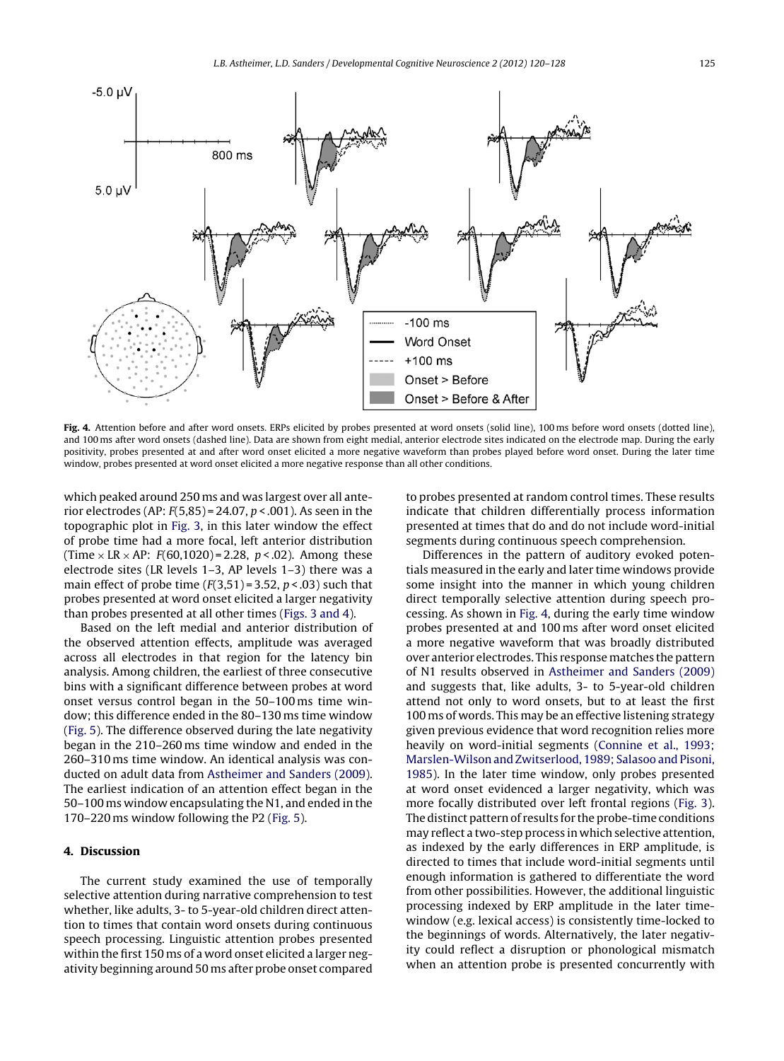**Fig. 4.** Attention before and after word onsets. ERPs elicited by probes presented at word onsets (solid line), 100 ms before word onsets (dotted line), and 100 ms after word onsets (dashed line). Data are shown from eight medial, anterior electrode sites indicated on the electrode map. During the early positivity, probes presented at and after word onset elicited a more negative waveform than probes played before word onset. During the later time window, probes presented at word onset elicited a more negative response than all other conditions.

which peaked around 250 ms and was largest over all anterior electrodes (AP: $F(5,85) = 24.07$, $p < .001$). As seen in the topographic plot in Fig. 3, in this later window the effect of probe time had a more focal, left anterior distribution (Time × LR × AP: $F(60,1020) = 2.28$, $p < .02$). Among these electrode sites (LR levels 1–3, AP levels 1–3) there was a main effect of probe time ($F(3,51) = 3.52$, $p < .03$) such that probes presented at word onset elicited a larger negativity than probes presented at all other times (Figs. 3 and 4).

Based on the left medial and anterior distribution of the observed attention effects, amplitude was averaged across all electrodes in that region for the latency bin analysis. Among children, the earliest of three consecutive bins with a significant difference between probes at word onset versus control began in the 50–100 ms time window; this difference ended in the 80–130 ms time window (Fig. 5). The difference observed during the late negativity began in the 210–260 ms time window and ended in the 260–310 ms time window. An identical analysis was conducted on adult data from Astheimer and Sanders (2009). The earliest indication of an attention effect began in the 50–100 ms window encapsulating the N1, and ended in the 170–220 ms window following the P2 (Fig. 5).

## 4. Discussion

The current study examined the use of temporally selective attention during narrative comprehension to test whether, like adults, 3- to 5-year-old children direct attention to times that contain word onsets during continuous speech processing. Linguistic attention probes presented within the first 150 ms of a word onset elicited a larger negativity beginning around 50 ms after probe onset compared to probes presented at random control times. These results indicate that children differentially process information presented at times that do and do not include word-initial segments during continuous speech comprehension.

Differences in the pattern of auditory evoked potentials measured in the early and later time windows provide some insight into the manner in which young children direct temporally selective attention during speech processing. As shown in Fig. 4, during the early time window probes presented at and 100 ms after word onset elicited a more negative waveform that was broadly distributed over anterior electrodes. This response matches the pattern of N1 results observed in Astheimer and Sanders (2009) and suggests that, like adults, 3- to 5-year-old children attend not only to word onsets, but to at least the first 100 ms of words. This may be an effective listening strategy given previous evidence that word recognition relies more heavily on word-initial segments (Connine et al., 1993; Marslen-Wilson and Zwitserlood, 1989; Salasoo and Pisoni, 1985). In the later time window, only probes presented at word onset evidenced a larger negativity, which was more focally distributed over left frontal regions (Fig. 3). The distinct pattern of results for the probe-time conditions may reflect a two-step process in which selective attention, as indexed by the early differences in ERP amplitude, is directed to times that include word-initial segments until enough information is gathered to differentiate the word from other possibilities. However, the additional linguistic processing indexed by ERP amplitude in the later time-window (e.g. lexical access) is consistently time-locked to the beginnings of words. Alternatively, the later negativity could reflect a disruption or phonological mismatch when an attention probe is presented concurrently with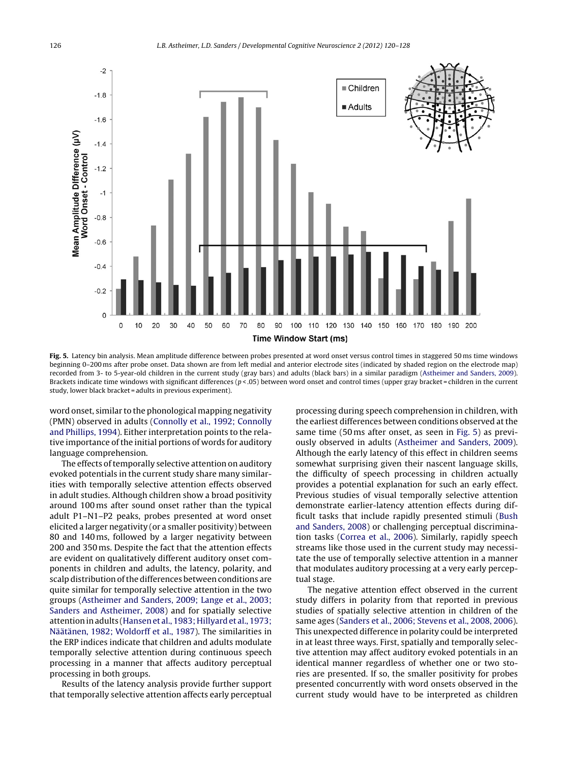**Fig. 5.** Latency bin analysis. Mean amplitude difference between probes presented at word onset versus control times in staggered 50 ms time windows beginning 0–200 ms after probe onset. Data shown are from left medial and anterior electrode sites (indicated by shaded region on the electrode map) recorded from 3- to 5-year-old children in the current study (gray bars) and adults (black bars) in a similar paradigm (Astheimer and Sanders, 2009). Brackets indicate time windows with significant differences ($p < .05$) between word onset and control times (upper gray bracket = children in the current study, lower black bracket = adults in previous experiment).

word onset, similar to the phonological mapping negativity (PMN) observed in adults (Connolly et al., 1992; Connolly and Phillips, 1994). Either interpretation points to the relative importance of the initial portions of words for auditory language comprehension.

The effects of temporally selective attention on auditory evoked potentials in the current study share many similarities with temporally selective attention effects observed in adult studies. Although children show a broad positivity around 100 ms after sound onset rather than the typical adult P1–N1–P2 peaks, probes presented at word onset elicited a larger negativity (or a smaller positivity) between 80 and 140 ms, followed by a larger negativity between 200 and 350 ms. Despite the fact that the attention effects are evident on qualitatively different auditory onset components in children and adults, the latency, polarity, and scalp distribution of the differences between conditions are quite similar for temporally selective attention in the two groups (Astheimer and Sanders, 2009; Lange et al., 2003; Sanders and Astheimer, 2008) and for spatially selective attention in adults (Hansen et al., 1983; Hillyard et al., 1973; Näätänen, 1982; Woldorff et al., 1987). The similarities in the ERP indices indicate that children and adults modulate temporally selective attention during continuous speech processing in a manner that affects auditory perceptual processing in both groups.

Results of the latency analysis provide further support that temporally selective attention affects early perceptual processing during speech comprehension in children, with the earliest differences between conditions observed at the same time (50 ms after onset, as seen in Fig. 5) as previously observed in adults (Astheimer and Sanders, 2009). Although the early latency of this effect in children seems somewhat surprising given their nascent language skills, the difficulty of speech processing in children actually provides a potential explanation for such an early effect. Previous studies of visual temporally selective attention demonstrate earlier-latency attention effects during difficult tasks that include rapidly presented stimuli (Bush and Sanders, 2008) or challenging perceptual discrimination tasks (Correa et al., 2006). Similarly, rapidly speech streams like those used in the current study may necessitate the use of temporally selective attention in a manner that modulates auditory processing at a very early perceptual stage.

The negative attention effect observed in the current study differs in polarity from that reported in previous studies of spatially selective attention in children of the same ages (Sanders et al., 2006; Stevens et al., 2008, 2006). This unexpected difference in polarity could be interpreted in at least three ways. First, spatially and temporally selective attention may affect auditory evoked potentials in an identical manner regardless of whether one or two stories are presented. If so, the smaller positivity for probes presented concurrently with word onsets observed in the current study would have to be interpreted as children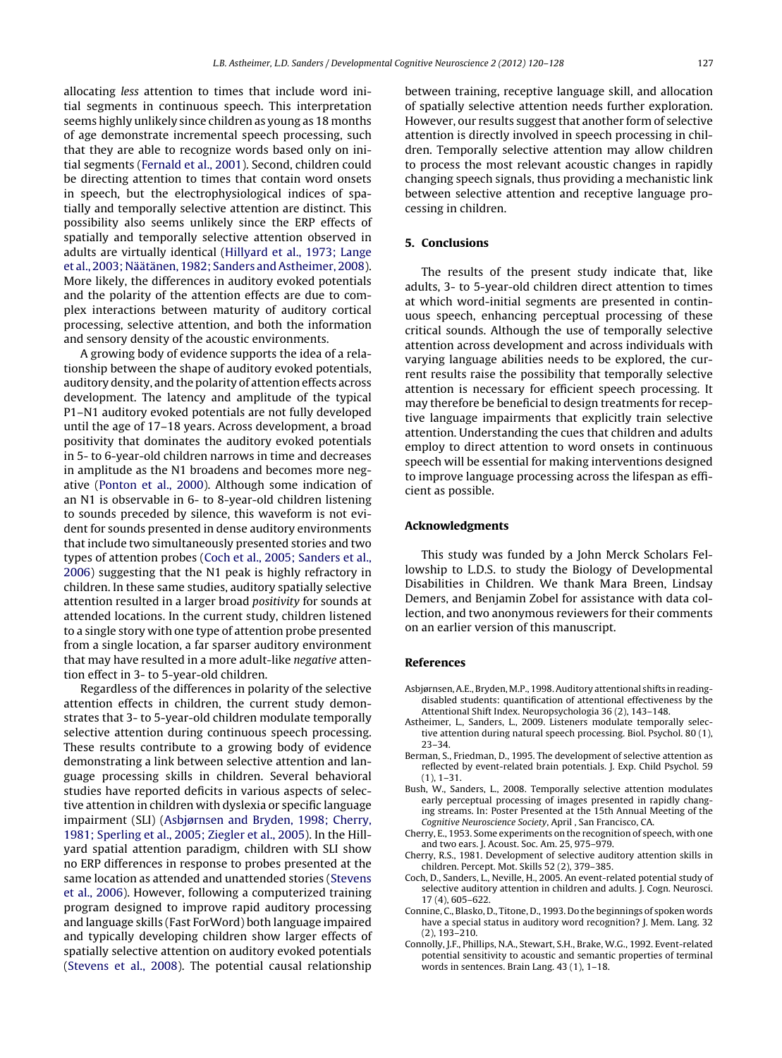allocating *less* attention to times that include word initial segments in continuous speech. This interpretation seems highly unlikely since children as young as 18 months of age demonstrate incremental speech processing, such that they are able to recognize words based only on initial segments (Fernald et al., 2001). Second, children could be directing attention to times that contain word onsets in speech, but the electrophysiological indices of spatially and temporally selective attention are distinct. This possibility also seems unlikely since the ERP effects of spatially and temporally selective attention observed in adults are virtually identical (Hillyard et al., 1973; Lange et al., 2003; Näätänen, 1982; Sanders and Astheimer, 2008). More likely, the differences in auditory evoked potentials and the polarity of the attention effects are due to complex interactions between maturity of auditory cortical processing, selective attention, and both the information and sensory density of the acoustic environments.

A growing body of evidence supports the idea of a relationship between the shape of auditory evoked potentials, auditory density, and the polarity of attention effects across development. The latency and amplitude of the typical P1–N1 auditory evoked potentials are not fully developed until the age of 17–18 years. Across development, a broad positivity that dominates the auditory evoked potentials in 5- to 6-year-old children narrows in time and decreases in amplitude as the N1 broadens and becomes more negative (Ponton et al., 2000). Although some indication of an N1 is observable in 6- to 8-year-old children listening to sounds preceded by silence, this waveform is not evident for sounds presented in dense auditory environments that include two simultaneously presented stories and two types of attention probes (Coch et al., 2005; Sanders et al., 2006) suggesting that the N1 peak is highly refractory in children. In these same studies, auditory spatially selective attention resulted in a larger broad *positivity* for sounds at attended locations. In the current study, children listened to a single story with one type of attention probe presented from a single location, a far sparser auditory environment that may have resulted in a more adult-like *negative* attention effect in 3- to 5-year-old children.

Regardless of the differences in polarity of the selective attention effects in children, the current study demonstrates that 3- to 5-year-old children modulate temporally selective attention during continuous speech processing. These results contribute to a growing body of evidence demonstrating a link between selective attention and language processing skills in children. Several behavioral studies have reported deficits in various aspects of selective attention in children with dyslexia or specific language impairment (SLI) (Asbjørnsen and Bryden, 1998; Cherry, 1981; Sperling et al., 2005; Ziegler et al., 2005). In the Hillyard spatial attention paradigm, children with SLI show no ERP differences in response to probes presented at the same location as attended and unattended stories (Stevens et al., 2006). However, following a computerized training program designed to improve rapid auditory processing and language skills (Fast ForWord) both language impaired and typically developing children show larger effects of spatially selective attention on auditory evoked potentials (Stevens et al., 2008). The potential causal relationship between training, receptive language skill, and allocation of spatially selective attention needs further exploration. However, our results suggest that another form of selective attention is directly involved in speech processing in children. Temporally selective attention may allow children to process the most relevant acoustic changes in rapidly changing speech signals, thus providing a mechanistic link between selective attention and receptive language processing in children.

## 5. Conclusions

The results of the present study indicate that, like adults, 3- to 5-year-old children direct attention to times at which word-initial segments are presented in continuous speech, enhancing perceptual processing of these critical sounds. Although the use of temporally selective attention across development and across individuals with varying language abilities needs to be explored, the current results raise the possibility that temporally selective attention is necessary for efficient speech processing. It may therefore be beneficial to design treatments for receptive language impairments that explicitly train selective attention. Understanding the cues that children and adults employ to direct attention to word onsets in continuous speech will be essential for making interventions designed to improve language processing across the lifespan as efficient as possible.

## Acknowledgments

This study was funded by a John Merck Scholars Fellowship to L.D.S. to study the Biology of Developmental Disabilities in Children. We thank Mara Breen, Lindsay Demers, and Benjamin Zobel for assistance with data collection, and two anonymous reviewers for their comments on an earlier version of this manuscript.

## References

Asbjørnsen, A.E., Bryden, M.P., 1998. Auditory attentional shifts in reading-disabled students: quantification of attentional effectiveness by the Attentional Shift Index. Neuropsychologia 36 (2), 143–148.

Astheimer, L., Sanders, L., 2009. Listeners modulate temporally selective attention during natural speech processing. Biol. Psychol. 80 (1), 23–34.

Berman, S., Friedman, D., 1995. The development of selective attention as reflected by event-related brain potentials. J. Exp. Child Psychol. 59 (1), 1–31.

Bush, W., Sanders, L., 2008. Temporally selective attention modulates early perceptual processing of images presented in rapidly changing streams. In: Poster Presented at the 15th Annual Meeting of the *Cognitive Neuroscience Society*, April , San Francisco, CA.

Cherry, E., 1953. Some experiments on the recognition of speech, with one and two ears. J. Acoust. Soc. Am. 25, 975–979.

Cherry, R.S., 1981. Development of selective auditory attention skills in children. Percept. Mot. Skills 52 (2), 379–385.

Coch, D., Sanders, L., Neville, H., 2005. An event-related potential study of selective auditory attention in children and adults. J. Cogn. Neurosci. 17 (4), 605–622.

Connine, C., Blasko, D., Titone, D., 1993. Do the beginnings of spoken words have a special status in auditory word recognition? J. Mem. Lang. 32 (2), 193–210.

Connolly, J.F., Phillips, N.A., Stewart, S.H., Brake, W.G., 1992. Event-related potential sensitivity to acoustic and semantic properties of terminal words in sentences. Brain Lang. 43 (1), 1–18.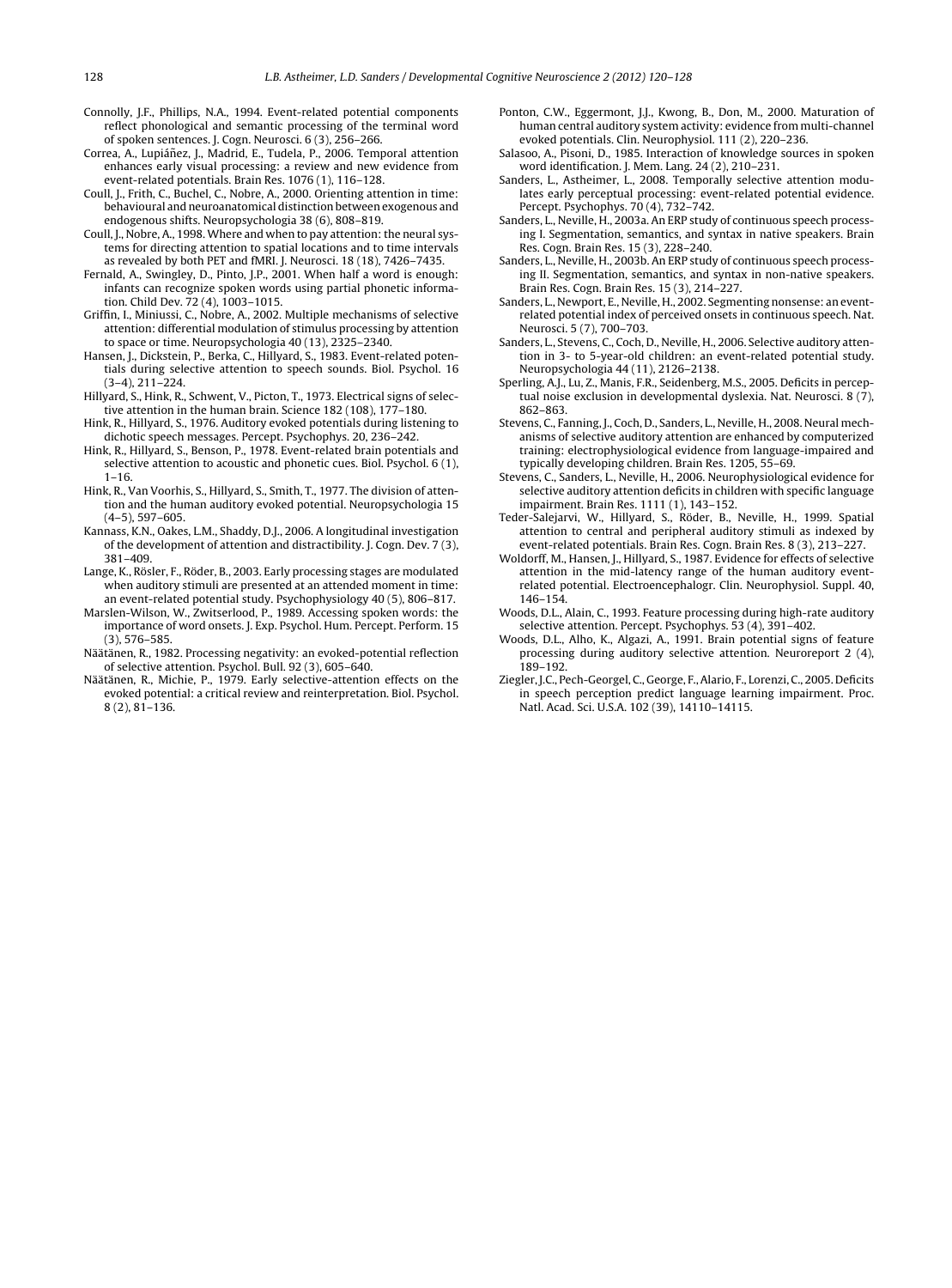Connolly, J.F., Phillips, N.A., 1994. Event-related potential components reflect phonological and semantic processing of the terminal word of spoken sentences. J. Cogn. Neurosci. 6 (3), 256–266.

Correa, A., Lupiáñez, J., Madrid, E., Tudela, P., 2006. Temporal attention enhances early visual processing: a review and new evidence from event-related potentials. Brain Res. 1076 (1), 116–128.

Coull, J., Frith, C., Buchel, C., Nobre, A., 2000. Orienting attention in time: behavioural and neuroanatomical distinction between exogenous and endogenous shifts. Neuropsychologia 38 (6), 808–819.

Coull, J., Nobre, A., 1998. Where and when to pay attention: the neural systems for directing attention to spatial locations and to time intervals as revealed by both PET and fMRI. J. Neurosci. 18 (18), 7426–7435.

Fernald, A., Swingley, D., Pinto, J.P., 2001. When half a word is enough: infants can recognize spoken words using partial phonetic information. Child Dev. 72 (4), 1003–1015.

Griffin, I., Miniussi, C., Nobre, A., 2002. Multiple mechanisms of selective attention: differential modulation of stimulus processing by attention to space or time. Neuropsychologia 40 (13), 2325–2340.

Hansen, J., Dickstein, P., Berka, C., Hillyard, S., 1983. Event-related potentials during selective attention to speech sounds. Biol. Psychol. 16 (3–4), 211–224.

Hillyard, S., Hink, R., Schwent, V., Picton, T., 1973. Electrical signs of selective attention in the human brain. Science 182 (108), 177–180.

Hink, R., Hillyard, S., 1976. Auditory evoked potentials during listening to dichotic speech messages. Percept. Psychophys. 20, 236–242.

Hink, R., Hillyard, S., Benson, P., 1978. Event-related brain potentials and selective attention to acoustic and phonetic cues. Biol. Psychol. 6 (1), 1–16.

Hink, R., Van Voorhis, S., Hillyard, S., Smith, T., 1977. The division of attention and the human auditory evoked potential. Neuropsychologia 15 (4–5), 597–605.

Kannass, K.N., Oakes, L.M., Shaddy, D.J., 2006. A longitudinal investigation of the development of attention and distractibility. J. Cogn. Dev. 7 (3), 381–409.

Lange, K., Rösler, F., Röder, B., 2003. Early processing stages are modulated when auditory stimuli are presented at an attended moment in time: an event-related potential study. Psychophysiology 40 (5), 806–817.

Marslen-Wilson, W., Zwitserlood, P., 1989. Accessing spoken words: the importance of word onsets. J. Exp. Psychol. Hum. Percept. Perform. 15 (3), 576–585.

Näätänen, R., 1982. Processing negativity: an evoked-potential reflection of selective attention. Psychol. Bull. 92 (3), 605–640.

Näätänen, R., Michie, P., 1979. Early selective-attention effects on the evoked potential: a critical review and reinterpretation. Biol. Psychol. 8 (2), 81–136.

Ponton, C.W., Eggermont, J.J., Kwong, B., Don, M., 2000. Maturation of human central auditory system activity: evidence from multi-channel evoked potentials. Clin. Neurophysiol. 111 (2), 220–236.

Salasoo, A., Pisoni, D., 1985. Interaction of knowledge sources in spoken word identification. J. Mem. Lang. 24 (2), 210–231.

Sanders, L., Astheimer, L., 2008. Temporally selective attention modulates early perceptual processing: event-related potential evidence. Percept. Psychophys. 70 (4), 732–742.

Sanders, L., Neville, H., 2003a. An ERP study of continuous speech processing I. Segmentation, semantics, and syntax in native speakers. Brain Res. Cogn. Brain Res. 15 (3), 228–240.

Sanders, L., Neville, H., 2003b. An ERP study of continuous speech processing II. Segmentation, semantics, and syntax in non-native speakers. Brain Res. Cogn. Brain Res. 15 (3), 214–227.

Sanders, L., Newport, E., Neville, H., 2002. Segmenting nonsense: an event-related potential index of perceived onsets in continuous speech. Nat. Neurosci. 5 (7), 700–703.

Sanders, L., Stevens, C., Coch, D., Neville, H., 2006. Selective auditory attention in 3- to 5-year-old children: an event-related potential study. Neuropsychologia 44 (11), 2126–2138.

Sperling, A.J., Lu, Z., Manis, F.R., Seidenberg, M.S., 2005. Deficits in perceptual noise exclusion in developmental dyslexia. Nat. Neurosci. 8 (7), 862–863.

Stevens, C., Fanning, J., Coch, D., Sanders, L., Neville, H., 2008. Neural mechanisms of selective auditory attention are enhanced by computerized training: electrophysiological evidence from language-impaired and typically developing children. Brain Res. 1205, 55–69.

Stevens, C., Sanders, L., Neville, H., 2006. Neurophysiological evidence for selective auditory attention deficits in children with specific language impairment. Brain Res. 1111 (1), 143–152.

Teder-Salejarvi, W., Hillyard, S., Röder, B., Neville, H., 1999. Spatial attention to central and peripheral auditory stimuli as indexed by event-related potentials. Brain Res. Cogn. Brain Res. 8 (3), 213–227.

Woldorff, M., Hansen, J., Hillyard, S., 1987. Evidence for effects of selective attention in the mid-latency range of the human auditory event-related potential. Electroencephalogr. Clin. Neurophysiol. Suppl. 40, 146–154.

Woods, D.L., Alain, C., 1993. Feature processing during high-rate auditory selective attention. Percept. Psychophys. 53 (4), 391–402.

Woods, D.L., Alho, K., Algazi, A., 1991. Brain potential signs of feature processing during auditory selective attention. Neuroreport 2 (4), 189–192.

Ziegler, J.C., Pech-Georgel, C., George, F., Alario, F., Lorenzi, C., 2005. Deficits in speech perception predict language learning impairment. Proc. Natl. Acad. Sci. U.S.A. 102 (39), 14110–14115.